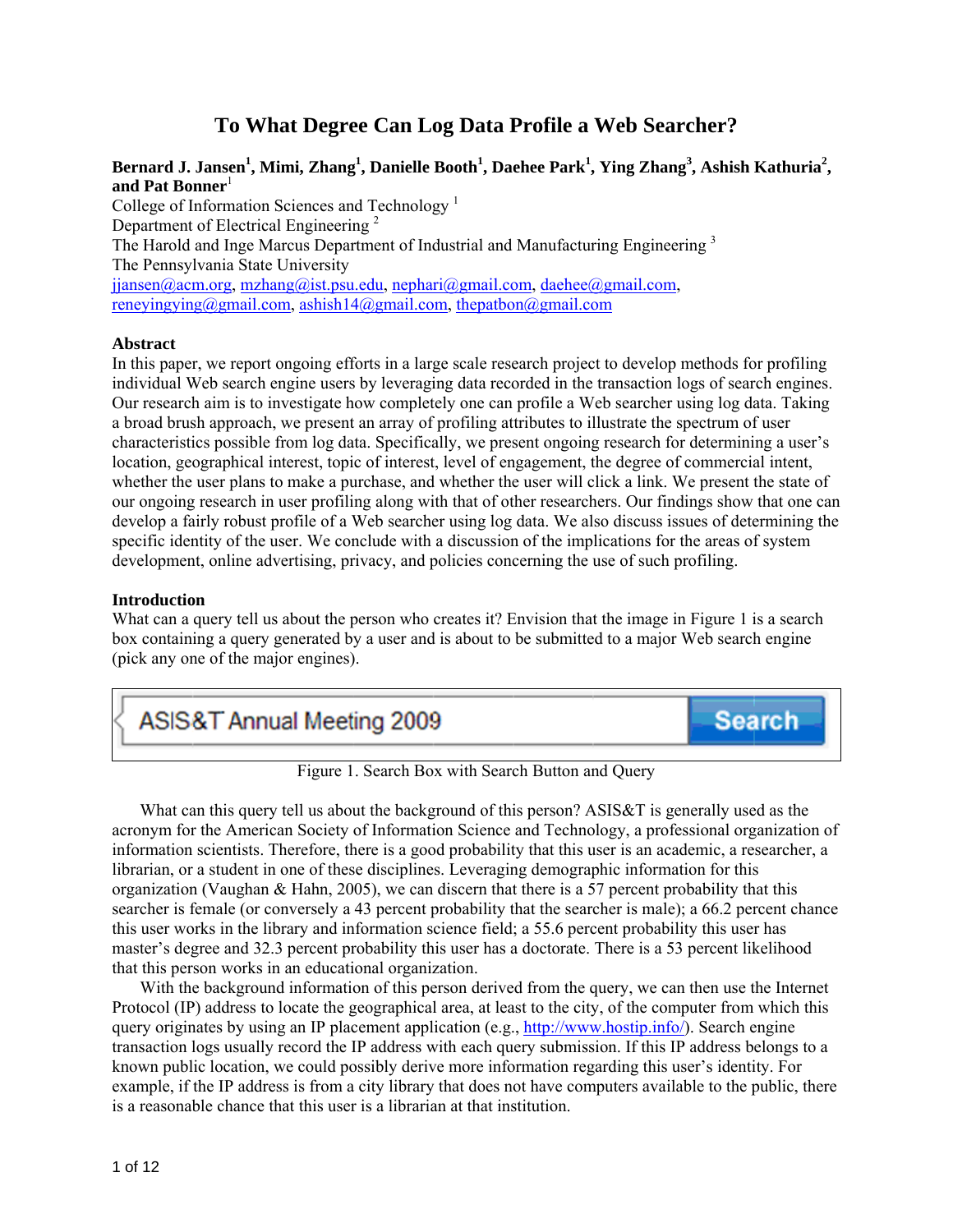# To What Degree Can Log Data Profile a Web Searcher?

**Bernard J. Jansen[1], Mimi, Zhang[1], Danielle Booth[1], Daehee Park[1], Ying Zhang[3], Ashish Kathuria[2], and Pat Bonner[1]**

College of Information Sciences and Technology [1]
Department of Electrical Engineering [2]
The Harold and Inge Marcus Department of Industrial and Manufacturing Engineering [3]
The Pennsylvania State University
jjansen@acm.org, mzhang@ist.psu.edu, nephari@gmail.com, daehee@gmail.com, reneyingying@gmail.com, ashish14@gmail.com, thepatbon@gmail.com

## Abstract

In this paper, we report ongoing efforts in a large scale research project to develop methods for profiling individual Web search engine users by leveraging data recorded in the transaction logs of search engines. Our research aim is to investigate how completely one can profile a Web searcher using log data. Taking a broad brush approach, we present an array of profiling attributes to illustrate the spectrum of user characteristics possible from log data. Specifically, we present ongoing research for determining a user's location, geographical interest, topic of interest, level of engagement, the degree of commercial intent, whether the user plans to make a purchase, and whether the user will click a link. We present the state of our ongoing research in user profiling along with that of other researchers. Our findings show that one can develop a fairly robust profile of a Web searcher using log data. We also discuss issues of determining the specific identity of the user. We conclude with a discussion of the implications for the areas of system development, online advertising, privacy, and policies concerning the use of such profiling.

## Introduction

What can a query tell us about the person who creates it? Envision that the image in Figure 1 is a search box containing a query generated by a user and is about to be submitted to a major Web search engine (pick any one of the major engines).

| ASIS&T Annual Meeting 2009 | Search |
|---|---|

Figure 1. Search Box with Search Button and Query

What can this query tell us about the background of this person? ASIS&T is generally used as the acronym for the American Society of Information Science and Technology, a professional organization of information scientists. Therefore, there is a good probability that this user is an academic, a researcher, a librarian, or a student in one of these disciplines. Leveraging demographic information for this organization (Vaughan & Hahn, 2005), we can discern that there is a 57 percent probability that this searcher is female (or conversely a 43 percent probability that the searcher is male); a 66.2 percent chance this user works in the library and information science field; a 55.6 percent probability this user has master's degree and 32.3 percent probability this user has a doctorate. There is a 53 percent likelihood that this person works in an educational organization.

With the background information of this person derived from the query, we can then use the Internet Protocol (IP) address to locate the geographical area, at least to the city, of the computer from which this query originates by using an IP placement application (e.g., http://www.hostip.info/). Search engine transaction logs usually record the IP address with each query submission. If this IP address belongs to a known public location, we could possibly derive more information regarding this user's identity. For example, if the IP address is from a city library that does not have computers available to the public, there is a reasonable chance that this user is a librarian at that institution.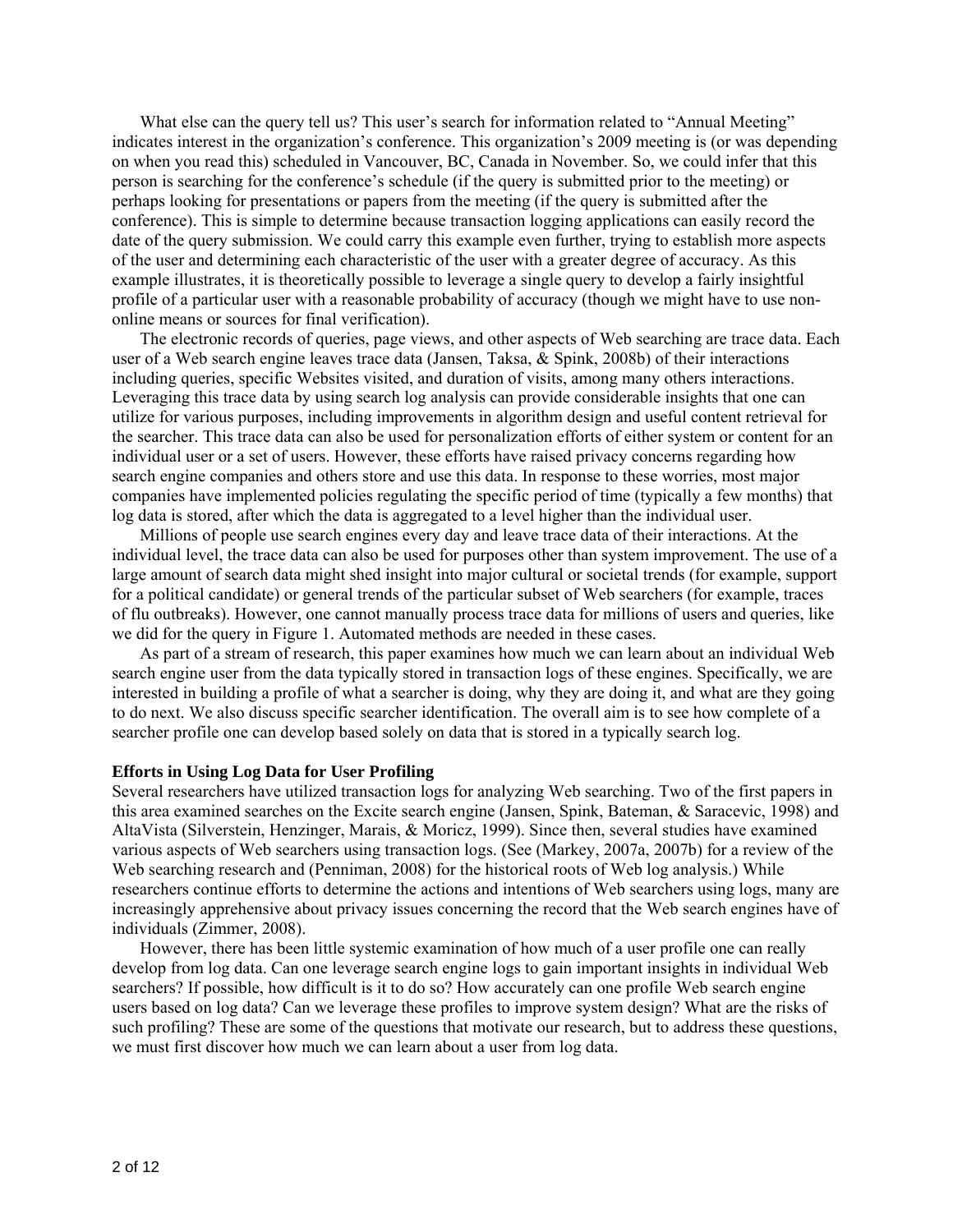What else can the query tell us? This user's search for information related to "Annual Meeting" indicates interest in the organization's conference. This organization's 2009 meeting is (or was depending on when you read this) scheduled in Vancouver, BC, Canada in November. So, we could infer that this person is searching for the conference's schedule (if the query is submitted prior to the meeting) or perhaps looking for presentations or papers from the meeting (if the query is submitted after the conference). This is simple to determine because transaction logging applications can easily record the date of the query submission. We could carry this example even further, trying to establish more aspects of the user and determining each characteristic of the user with a greater degree of accuracy. As this example illustrates, it is theoretically possible to leverage a single query to develop a fairly insightful profile of a particular user with a reasonable probability of accuracy (though we might have to use non-online means or sources for final verification).

The electronic records of queries, page views, and other aspects of Web searching are trace data. Each user of a Web search engine leaves trace data (Jansen, Taksa, & Spink, 2008b) of their interactions including queries, specific Websites visited, and duration of visits, among many others interactions. Leveraging this trace data by using search log analysis can provide considerable insights that one can utilize for various purposes, including improvements in algorithm design and useful content retrieval for the searcher. This trace data can also be used for personalization efforts of either system or content for an individual user or a set of users. However, these efforts have raised privacy concerns regarding how search engine companies and others store and use this data. In response to these worries, most major companies have implemented policies regulating the specific period of time (typically a few months) that log data is stored, after which the data is aggregated to a level higher than the individual user.

Millions of people use search engines every day and leave trace data of their interactions. At the individual level, the trace data can also be used for purposes other than system improvement. The use of a large amount of search data might shed insight into major cultural or societal trends (for example, support for a political candidate) or general trends of the particular subset of Web searchers (for example, traces of flu outbreaks). However, one cannot manually process trace data for millions of users and queries, like we did for the query in Figure 1. Automated methods are needed in these cases.

As part of a stream of research, this paper examines how much we can learn about an individual Web search engine user from the data typically stored in transaction logs of these engines. Specifically, we are interested in building a profile of what a searcher is doing, why they are doing it, and what are they going to do next. We also discuss specific searcher identification. The overall aim is to see how complete of a searcher profile one can develop based solely on data that is stored in a typically search log.

## Efforts in Using Log Data for User Profiling

Several researchers have utilized transaction logs for analyzing Web searching. Two of the first papers in this area examined searches on the Excite search engine (Jansen, Spink, Bateman, & Saracevic, 1998) and AltaVista (Silverstein, Henzinger, Marais, & Moricz, 1999). Since then, several studies have examined various aspects of Web searchers using transaction logs. (See (Markey, 2007a, 2007b) for a review of the Web searching research and (Penniman, 2008) for the historical roots of Web log analysis.) While researchers continue efforts to determine the actions and intentions of Web searchers using logs, many are increasingly apprehensive about privacy issues concerning the record that the Web search engines have of individuals (Zimmer, 2008).

However, there has been little systemic examination of how much of a user profile one can really develop from log data. Can one leverage search engine logs to gain important insights in individual Web searchers? If possible, how difficult is it to do so? How accurately can one profile Web search engine users based on log data? Can we leverage these profiles to improve system design? What are the risks of such profiling? These are some of the questions that motivate our research, but to address these questions, we must first discover how much we can learn about a user from log data.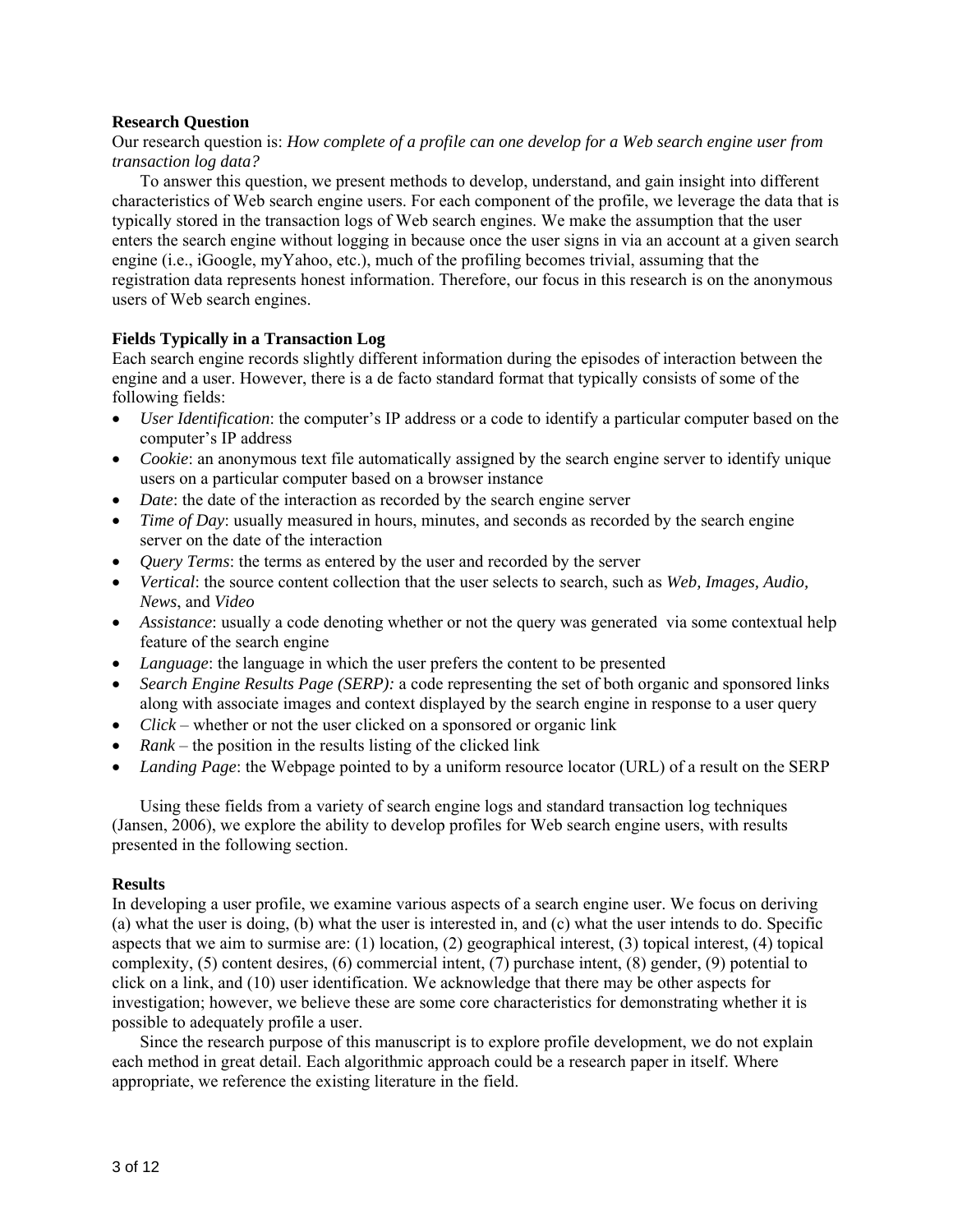**Research Question**

Our research question is: *How complete of a profile can one develop for a Web search engine user from transaction log data?*

To answer this question, we present methods to develop, understand, and gain insight into different characteristics of Web search engine users. For each component of the profile, we leverage the data that is typically stored in the transaction logs of Web search engines. We make the assumption that the user enters the search engine without logging in because once the user signs in via an account at a given search engine (i.e., iGoogle, myYahoo, etc.), much of the profiling becomes trivial, assuming that the registration data represents honest information. Therefore, our focus in this research is on the anonymous users of Web search engines.

**Fields Typically in a Transaction Log**

Each search engine records slightly different information during the episodes of interaction between the engine and a user. However, there is a de facto standard format that typically consists of some of the following fields:

- *User Identification*: the computer's IP address or a code to identify a particular computer based on the computer's IP address
- *Cookie*: an anonymous text file automatically assigned by the search engine server to identify unique users on a particular computer based on a browser instance
- *Date*: the date of the interaction as recorded by the search engine server
- *Time of Day*: usually measured in hours, minutes, and seconds as recorded by the search engine server on the date of the interaction
- *Query Terms*: the terms as entered by the user and recorded by the server
- *Vertical*: the source content collection that the user selects to search, such as *Web, Images, Audio, News*, and *Video*
- *Assistance*: usually a code denoting whether or not the query was generated via some contextual help feature of the search engine
- *Language*: the language in which the user prefers the content to be presented
- *Search Engine Results Page (SERP):* a code representing the set of both organic and sponsored links along with associate images and context displayed by the search engine in response to a user query
- *Click* – whether or not the user clicked on a sponsored or organic link
- *Rank* – the position in the results listing of the clicked link
- *Landing Page*: the Webpage pointed to by a uniform resource locator (URL) of a result on the SERP

Using these fields from a variety of search engine logs and standard transaction log techniques (Jansen, 2006), we explore the ability to develop profiles for Web search engine users, with results presented in the following section.

**Results**

In developing a user profile, we examine various aspects of a search engine user. We focus on deriving (a) what the user is doing, (b) what the user is interested in, and (c) what the user intends to do. Specific aspects that we aim to surmise are: (1) location, (2) geographical interest, (3) topical interest, (4) topical complexity, (5) content desires, (6) commercial intent, (7) purchase intent, (8) gender, (9) potential to click on a link, and (10) user identification. We acknowledge that there may be other aspects for investigation; however, we believe these are some core characteristics for demonstrating whether it is possible to adequately profile a user.

Since the research purpose of this manuscript is to explore profile development, we do not explain each method in great detail. Each algorithmic approach could be a research paper in itself. Where appropriate, we reference the existing literature in the field.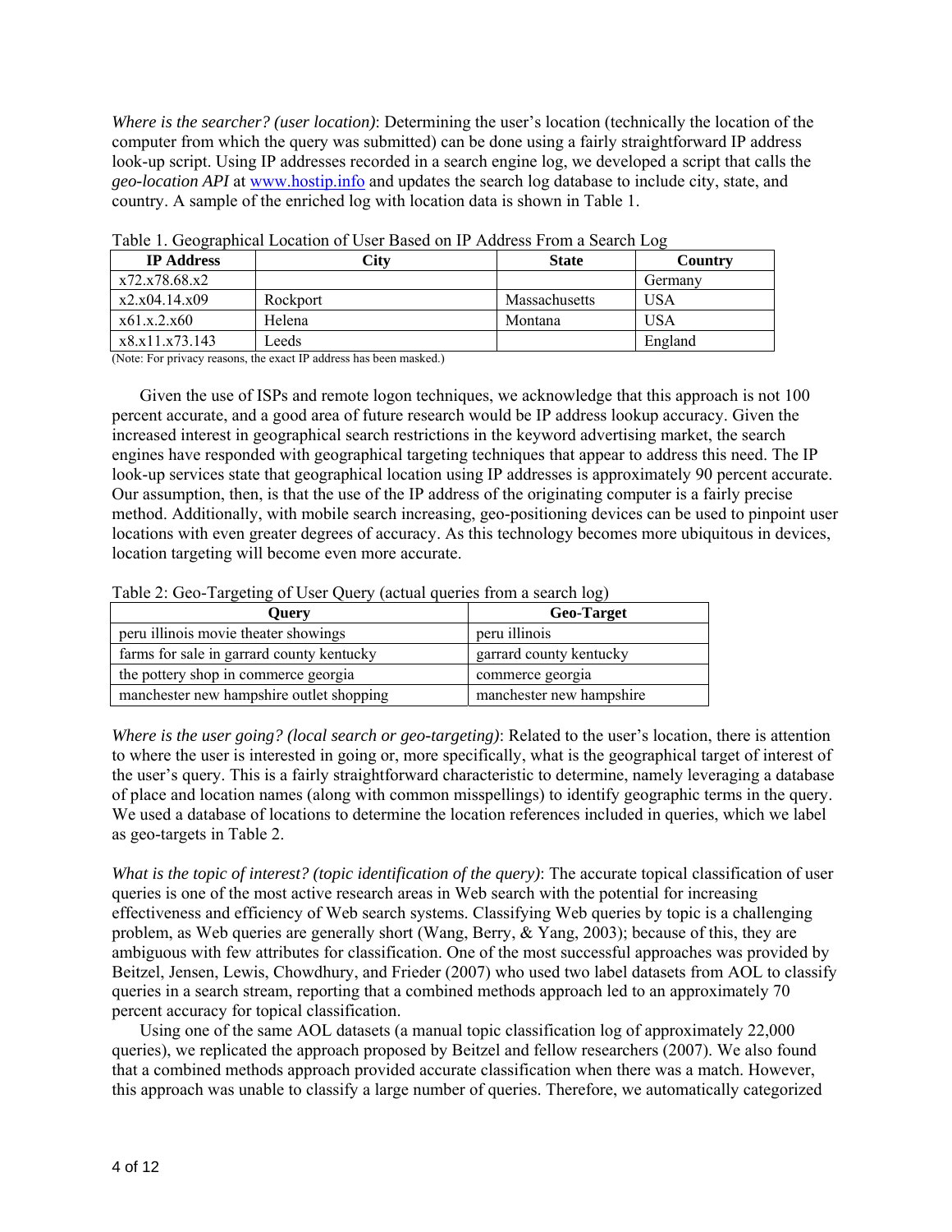*Where is the searcher? (user location)*: Determining the user's location (technically the location of the computer from which the query was submitted) can be done using a fairly straightforward IP address look-up script. Using IP addresses recorded in a search engine log, we developed a script that calls the *geo-location API* at www.hostip.info and updates the search log database to include city, state, and country. A sample of the enriched log with location data is shown in Table 1.

Table 1. Geographical Location of User Based on IP Address From a Search Log

| IP Address | City | State | Country |
|---|---|---|---|
| x72.x78.68.x2 | | | Germany |
| x2.x04.14.x09 | Rockport | Massachusetts | USA |
| x61.x.2.x60 | Helena | Montana | USA |
| x8.x11.x73.143 | Leeds | | England |

(Note: For privacy reasons, the exact IP address has been masked.)

Given the use of ISPs and remote logon techniques, we acknowledge that this approach is not 100 percent accurate, and a good area of future research would be IP address lookup accuracy. Given the increased interest in geographical search restrictions in the keyword advertising market, the search engines have responded with geographical targeting techniques that appear to address this need. The IP look-up services state that geographical location using IP addresses is approximately 90 percent accurate. Our assumption, then, is that the use of the IP address of the originating computer is a fairly precise method. Additionally, with mobile search increasing, geo-positioning devices can be used to pinpoint user locations with even greater degrees of accuracy. As this technology becomes more ubiquitous in devices, location targeting will become even more accurate.

Table 2: Geo-Targeting of User Query (actual queries from a search log)

| Query | Geo-Target |
|---|---|
| peru illinois movie theater showings | peru illinois |
| farms for sale in garrard county kentucky | garrard county kentucky |
| the pottery shop in commerce georgia | commerce georgia |
| manchester new hampshire outlet shopping | manchester new hampshire |

*Where is the user going? (local search or geo-targeting)*: Related to the user's location, there is attention to where the user is interested in going or, more specifically, what is the geographical target of interest of the user's query. This is a fairly straightforward characteristic to determine, namely leveraging a database of place and location names (along with common misspellings) to identify geographic terms in the query. We used a database of locations to determine the location references included in queries, which we label as geo-targets in Table 2.

*What is the topic of interest? (topic identification of the query)*: The accurate topical classification of user queries is one of the most active research areas in Web search with the potential for increasing effectiveness and efficiency of Web search systems. Classifying Web queries by topic is a challenging problem, as Web queries are generally short (Wang, Berry, & Yang, 2003); because of this, they are ambiguous with few attributes for classification. One of the most successful approaches was provided by Beitzel, Jensen, Lewis, Chowdhury, and Frieder (2007) who used two label datasets from AOL to classify queries in a search stream, reporting that a combined methods approach led to an approximately 70 percent accuracy for topical classification.

Using one of the same AOL datasets (a manual topic classification log of approximately 22,000 queries), we replicated the approach proposed by Beitzel and fellow researchers (2007). We also found that a combined methods approach provided accurate classification when there was a match. However, this approach was unable to classify a large number of queries. Therefore, we automatically categorized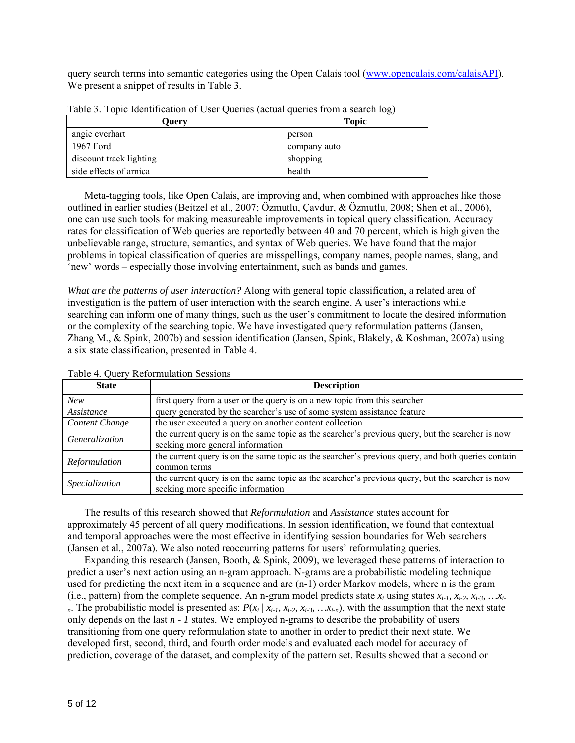query search terms into semantic categories using the Open Calais tool (www.opencalais.com/calaisAPI). We present a snippet of results in Table 3.

Table 3. Topic Identification of User Queries (actual queries from a search log)

| Query | Topic |
|---|---|
| angie everhart | person |
| 1967 Ford | company auto |
| discount track lighting | shopping |
| side effects of arnica | health |

Meta-tagging tools, like Open Calais, are improving and, when combined with approaches like those outlined in earlier studies (Beitzel et al., 2007; Özmutlu, Çavdur, & Özmutlu, 2008; Shen et al., 2006), one can use such tools for making measureable improvements in topical query classification. Accuracy rates for classification of Web queries are reportedly between 40 and 70 percent, which is high given the unbelievable range, structure, semantics, and syntax of Web queries. We have found that the major problems in topical classification of queries are misspellings, company names, people names, slang, and 'new' words – especially those involving entertainment, such as bands and games.

*What are the patterns of user interaction?* Along with general topic classification, a related area of investigation is the pattern of user interaction with the search engine. A user's interactions while searching can inform one of many things, such as the user's commitment to locate the desired information or the complexity of the searching topic. We have investigated query reformulation patterns (Jansen, Zhang M., & Spink, 2007b) and session identification (Jansen, Spink, Blakely, & Koshman, 2007a) using a six state classification, presented in Table 4.

Table 4. Query Reformulation Sessions

| State | Description |
|---|---|
| *New* | first query from a user or the query is on a new topic from this searcher |
| *Assistance* | query generated by the searcher's use of some system assistance feature |
| *Content Change* | the user executed a query on another content collection |
| *Generalization* | the current query is on the same topic as the searcher's previous query, but the searcher is now seeking more general information |
| *Reformulation* | the current query is on the same topic as the searcher's previous query, and both queries contain common terms |
| *Specialization* | the current query is on the same topic as the searcher's previous query, but the searcher is now seeking more specific information |

The results of this research showed that *Reformulation* and *Assistance* states account for approximately 45 percent of all query modifications. In session identification, we found that contextual and temporal approaches were the most effective in identifying session boundaries for Web searchers (Jansen et al., 2007a). We also noted reoccurring patterns for users' reformulating queries.

Expanding this research (Jansen, Booth, & Spink, 2009), we leveraged these patterns of interaction to predict a user's next action using an n-gram approach. N-grams are a probabilistic modeling technique used for predicting the next item in a sequence and are (n-1) order Markov models, where n is the gram (i.e., pattern) from the complete sequence. An n-gram model predicts state $x_i$ using states $x_{i-1}, x_{i-2}, x_{i-3}, \ldots x_{i-n}$. The probabilistic model is presented as: $P(x_i \mid x_{i-1}, x_{i-2}, x_{i-3}, \ldots x_{i-n})$, with the assumption that the next state only depends on the last $n - 1$ states. We employed n-grams to describe the probability of users transitioning from one query reformulation state to another in order to predict their next state. We developed first, second, third, and fourth order models and evaluated each model for accuracy of prediction, coverage of the dataset, and complexity of the pattern set. Results showed that a second or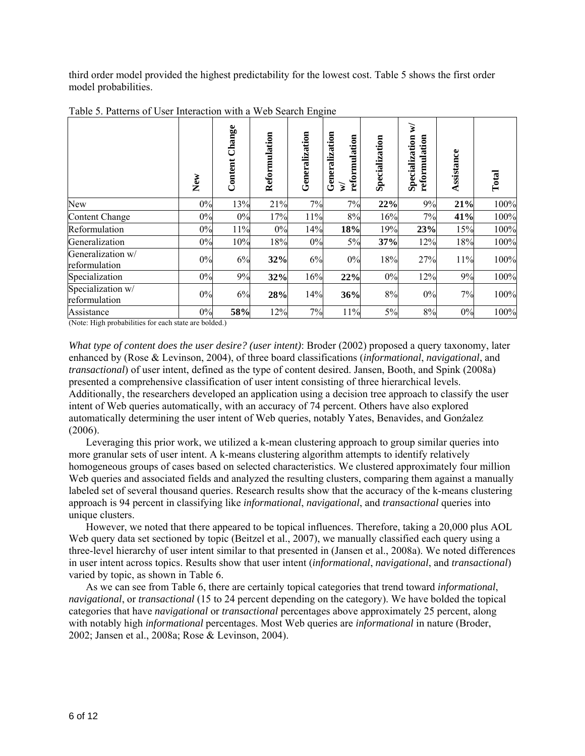third order model provided the highest predictability for the lowest cost. Table 5 shows the first order model probabilities.

Table 5. Patterns of User Interaction with a Web Search Engine

| | New | Content Change | Reformulation | Generalization | Generalization w/ reformulation | Specialization | Specialization w/ reformulation | Assistance | Total |
|---|---|---|---|---|---|---|---|---|---|
| New | 0% | 13% | 21% | 7% | 7% | **22%** | 9% | **21%** | 100% |
| Content Change | 0% | 0% | 17% | 11% | 8% | 16% | 7% | **41%** | 100% |
| Reformulation | 0% | 11% | 0% | 14% | **18%** | 19% | **23%** | 15% | 100% |
| Generalization | 0% | 10% | 18% | 0% | 5% | **37%** | 12% | 18% | 100% |
| Generalization w/ reformulation | 0% | 6% | **32%** | 6% | 0% | 18% | 27% | 11% | 100% |
| Specialization | 0% | 9% | **32%** | 16% | **22%** | 0% | 12% | 9% | 100% |
| Specialization w/ reformulation | 0% | 6% | **28%** | 14% | **36%** | 8% | 0% | 7% | 100% |
| Assistance | 0% | **58%** | 12% | 7% | 11% | 5% | 8% | 0% | 100% |

(Note: High probabilities for each state are bolded.)

*What type of content does the user desire? (user intent)*: Broder (2002) proposed a query taxonomy, later enhanced by (Rose & Levinson, 2004), of three board classifications (*informational*, *navigational*, and *transactional*) of user intent, defined as the type of content desired. Jansen, Booth, and Spink (2008a) presented a comprehensive classification of user intent consisting of three hierarchical levels. Additionally, the researchers developed an application using a decision tree approach to classify the user intent of Web queries automatically, with an accuracy of 74 percent. Others have also explored automatically determining the user intent of Web queries, notably Yates, Benavides, and Gonźalez (2006).

Leveraging this prior work, we utilized a k-mean clustering approach to group similar queries into more granular sets of user intent. A k-means clustering algorithm attempts to identify relatively homogeneous groups of cases based on selected characteristics. We clustered approximately four million Web queries and associated fields and analyzed the resulting clusters, comparing them against a manually labeled set of several thousand queries. Research results show that the accuracy of the k-means clustering approach is 94 percent in classifying like *informational*, *navigational*, and *transactional* queries into unique clusters.

However, we noted that there appeared to be topical influences. Therefore, taking a 20,000 plus AOL Web query data set sectioned by topic (Beitzel et al., 2007), we manually classified each query using a three-level hierarchy of user intent similar to that presented in (Jansen et al., 2008a). We noted differences in user intent across topics. Results show that user intent (*informational*, *navigational*, and *transactional*) varied by topic, as shown in Table 6.

As we can see from Table 6, there are certainly topical categories that trend toward *informational*, *navigational*, or *transactional* (15 to 24 percent depending on the category). We have bolded the topical categories that have *navigational* or *transactional* percentages above approximately 25 percent, along with notably high *informational* percentages. Most Web queries are *informational* in nature (Broder, 2002; Jansen et al., 2008a; Rose & Levinson, 2004).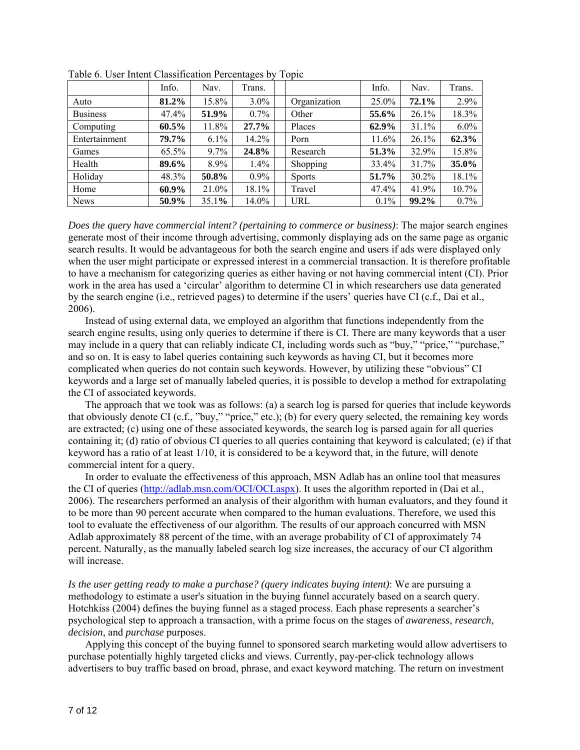Table 6. User Intent Classification Percentages by Topic

| | Info. | Nav. | Trans. | | Info. | Nav. | Trans. |
|---|---|---|---|---|---|---|---|
| Auto | **81.2%** | 15.8% | 3.0% | Organization | 25.0% | **72.1%** | 2.9% |
| Business | 47.4% | **51.9%** | 0.7% | Other | **55.6%** | 26.1% | 18.3% |
| Computing | **60.5%** | 11.8% | **27.7%** | Places | **62.9%** | 31.1% | 6.0% |
| Entertainment | **79.7%** | 6.1% | 14.2% | Porn | 11.6% | 26.1% | **62.3%** |
| Games | 65.5% | 9.7% | **24.8%** | Research | **51.3%** | 32.9% | 15.8% |
| Health | **89.6%** | 8.9% | 1.4% | Shopping | 33.4% | 31.7% | **35.0%** |
| Holiday | 48.3% | **50.8%** | 0.9% | Sports | **51.7%** | 30.2% | 18.1% |
| Home | **60.9%** | 21.0% | 18.1% | Travel | 47.4% | 41.9% | 10.7% |
| News | **50.9%** | 35.1% | 14.0% | URL | 0.1% | **99.2%** | 0.7% |

*Does the query have commercial intent? (pertaining to commerce or business)*: The major search engines generate most of their income through advertising, commonly displaying ads on the same page as organic search results. It would be advantageous for both the search engine and users if ads were displayed only when the user might participate or expressed interest in a commercial transaction. It is therefore profitable to have a mechanism for categorizing queries as either having or not having commercial intent (CI). Prior work in the area has used a 'circular' algorithm to determine CI in which researchers use data generated by the search engine (i.e., retrieved pages) to determine if the users' queries have CI (c.f., Dai et al., 2006).

Instead of using external data, we employed an algorithm that functions independently from the search engine results, using only queries to determine if there is CI. There are many keywords that a user may include in a query that can reliably indicate CI, including words such as "buy," "price," "purchase," and so on. It is easy to label queries containing such keywords as having CI, but it becomes more complicated when queries do not contain such keywords. However, by utilizing these "obvious" CI keywords and a large set of manually labeled queries, it is possible to develop a method for extrapolating the CI of associated keywords.

The approach that we took was as follows: (a) a search log is parsed for queries that include keywords that obviously denote CI (c.f., "buy," "price," etc.); (b) for every query selected, the remaining key words are extracted; (c) using one of these associated keywords, the search log is parsed again for all queries containing it; (d) ratio of obvious CI queries to all queries containing that keyword is calculated; (e) if that keyword has a ratio of at least 1/10, it is considered to be a keyword that, in the future, will denote commercial intent for a query.

In order to evaluate the effectiveness of this approach, MSN Adlab has an online tool that measures the CI of queries (http://adlab.msn.com/OCI/OCI.aspx). It uses the algorithm reported in (Dai et al., 2006). The researchers performed an analysis of their algorithm with human evaluators, and they found it to be more than 90 percent accurate when compared to the human evaluations. Therefore, we used this tool to evaluate the effectiveness of our algorithm. The results of our approach concurred with MSN Adlab approximately 88 percent of the time, with an average probability of CI of approximately 74 percent. Naturally, as the manually labeled search log size increases, the accuracy of our CI algorithm will increase.

*Is the user getting ready to make a purchase? (query indicates buying intent)*: We are pursuing a methodology to estimate a user's situation in the buying funnel accurately based on a search query. Hotchkiss (2004) defines the buying funnel as a staged process. Each phase represents a searcher's psychological step to approach a transaction, with a prime focus on the stages of *awareness*, *research*, *decision*, and *purchase* purposes.

Applying this concept of the buying funnel to sponsored search marketing would allow advertisers to purchase potentially highly targeted clicks and views. Currently, pay-per-click technology allows advertisers to buy traffic based on broad, phrase, and exact keyword matching. The return on investment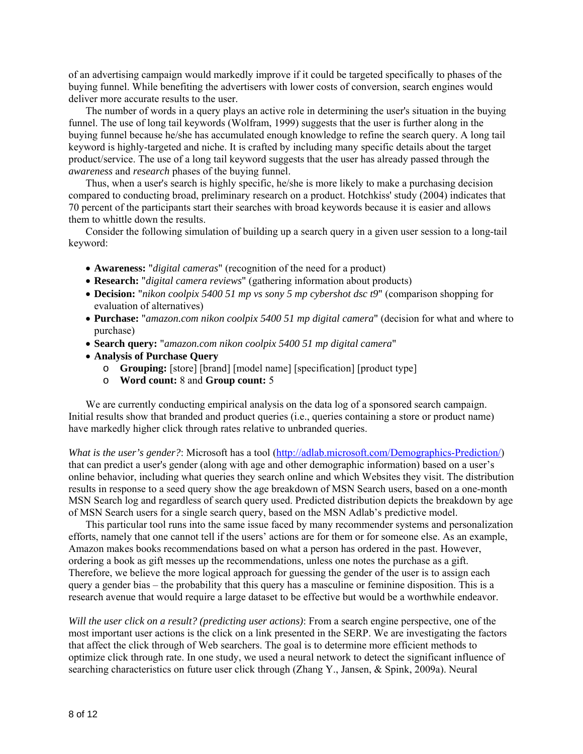of an advertising campaign would markedly improve if it could be targeted specifically to phases of the buying funnel. While benefiting the advertisers with lower costs of conversion, search engines would deliver more accurate results to the user.

The number of words in a query plays an active role in determining the user's situation in the buying funnel. The use of long tail keywords (Wolfram, 1999) suggests that the user is further along in the buying funnel because he/she has accumulated enough knowledge to refine the search query. A long tail keyword is highly-targeted and niche. It is crafted by including many specific details about the target product/service. The use of a long tail keyword suggests that the user has already passed through the *awareness* and *research* phases of the buying funnel.

Thus, when a user's search is highly specific, he/she is more likely to make a purchasing decision compared to conducting broad, preliminary research on a product. Hotchkiss' study (2004) indicates that 70 percent of the participants start their searches with broad keywords because it is easier and allows them to whittle down the results.

Consider the following simulation of building up a search query in a given user session to a long-tail keyword:

- **Awareness:** "*digital cameras*" (recognition of the need for a product)
- **Research:** "*digital camera reviews*" (gathering information about products)
- **Decision:** "*nikon coolpix 5400 51 mp vs sony 5 mp cybershot dsc t9*" (comparison shopping for evaluation of alternatives)
- **Purchase:** "*amazon.com nikon coolpix 5400 51 mp digital camera*" (decision for what and where to purchase)
- **Search query:** "*amazon.com nikon coolpix 5400 51 mp digital camera*"
- **Analysis of Purchase Query**
  - **Grouping:** [store] [brand] [model name] [specification] [product type]
  - **Word count:** 8 and **Group count:** 5

We are currently conducting empirical analysis on the data log of a sponsored search campaign. Initial results show that branded and product queries (i.e., queries containing a store or product name) have markedly higher click through rates relative to unbranded queries.

*What is the user's gender?*: Microsoft has a tool (http://adlab.microsoft.com/Demographics-Prediction/) that can predict a user's gender (along with age and other demographic information) based on a user's online behavior, including what queries they search online and which Websites they visit. The distribution results in response to a seed query show the age breakdown of MSN Search users, based on a one-month MSN Search log and regardless of search query used. Predicted distribution depicts the breakdown by age of MSN Search users for a single search query, based on the MSN Adlab's predictive model.

This particular tool runs into the same issue faced by many recommender systems and personalization efforts, namely that one cannot tell if the users' actions are for them or for someone else. As an example, Amazon makes books recommendations based on what a person has ordered in the past. However, ordering a book as gift messes up the recommendations, unless one notes the purchase as a gift. Therefore, we believe the more logical approach for guessing the gender of the user is to assign each query a gender bias – the probability that this query has a masculine or feminine disposition. This is a research avenue that would require a large dataset to be effective but would be a worthwhile endeavor.

*Will the user click on a result? (predicting user actions)*: From a search engine perspective, one of the most important user actions is the click on a link presented in the SERP. We are investigating the factors that affect the click through of Web searchers. The goal is to determine more efficient methods to optimize click through rate. In one study, we used a neural network to detect the significant influence of searching characteristics on future user click through (Zhang Y., Jansen, & Spink, 2009a). Neural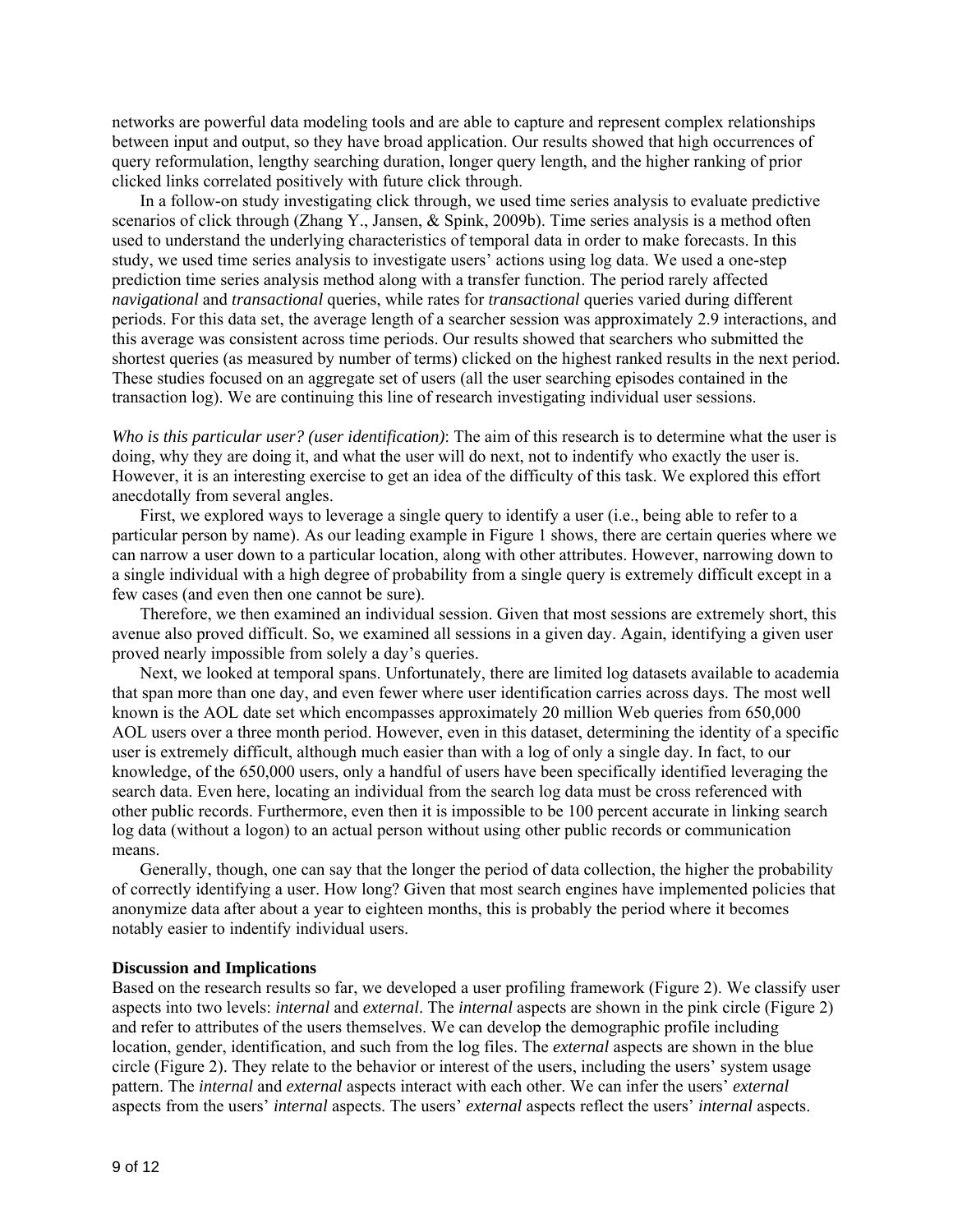networks are powerful data modeling tools and are able to capture and represent complex relationships between input and output, so they have broad application. Our results showed that high occurrences of query reformulation, lengthy searching duration, longer query length, and the higher ranking of prior clicked links correlated positively with future click through.

In a follow-on study investigating click through, we used time series analysis to evaluate predictive scenarios of click through (Zhang Y., Jansen, & Spink, 2009b). Time series analysis is a method often used to understand the underlying characteristics of temporal data in order to make forecasts. In this study, we used time series analysis to investigate users' actions using log data. We used a one-step prediction time series analysis method along with a transfer function. The period rarely affected *navigational* and *transactional* queries, while rates for *transactional* queries varied during different periods. For this data set, the average length of a searcher session was approximately 2.9 interactions, and this average was consistent across time periods. Our results showed that searchers who submitted the shortest queries (as measured by number of terms) clicked on the highest ranked results in the next period. These studies focused on an aggregate set of users (all the user searching episodes contained in the transaction log). We are continuing this line of research investigating individual user sessions.

*Who is this particular user? (user identification)*: The aim of this research is to determine what the user is doing, why they are doing it, and what the user will do next, not to indentify who exactly the user is. However, it is an interesting exercise to get an idea of the difficulty of this task. We explored this effort anecdotally from several angles.

First, we explored ways to leverage a single query to identify a user (i.e., being able to refer to a particular person by name). As our leading example in Figure 1 shows, there are certain queries where we can narrow a user down to a particular location, along with other attributes. However, narrowing down to a single individual with a high degree of probability from a single query is extremely difficult except in a few cases (and even then one cannot be sure).

Therefore, we then examined an individual session. Given that most sessions are extremely short, this avenue also proved difficult. So, we examined all sessions in a given day. Again, identifying a given user proved nearly impossible from solely a day's queries.

Next, we looked at temporal spans. Unfortunately, there are limited log datasets available to academia that span more than one day, and even fewer where user identification carries across days. The most well known is the AOL date set which encompasses approximately 20 million Web queries from 650,000 AOL users over a three month period. However, even in this dataset, determining the identity of a specific user is extremely difficult, although much easier than with a log of only a single day. In fact, to our knowledge, of the 650,000 users, only a handful of users have been specifically identified leveraging the search data. Even here, locating an individual from the search log data must be cross referenced with other public records. Furthermore, even then it is impossible to be 100 percent accurate in linking search log data (without a logon) to an actual person without using other public records or communication means.

Generally, though, one can say that the longer the period of data collection, the higher the probability of correctly identifying a user. How long? Given that most search engines have implemented policies that anonymize data after about a year to eighteen months, this is probably the period where it becomes notably easier to indentify individual users.

**Discussion and Implications**

Based on the research results so far, we developed a user profiling framework (Figure 2). We classify user aspects into two levels: *internal* and *external*. The *internal* aspects are shown in the pink circle (Figure 2) and refer to attributes of the users themselves. We can develop the demographic profile including location, gender, identification, and such from the log files. The *external* aspects are shown in the blue circle (Figure 2). They relate to the behavior or interest of the users, including the users' system usage pattern. The *internal* and *external* aspects interact with each other. We can infer the users' *external* aspects from the users' *internal* aspects. The users' *external* aspects reflect the users' *internal* aspects.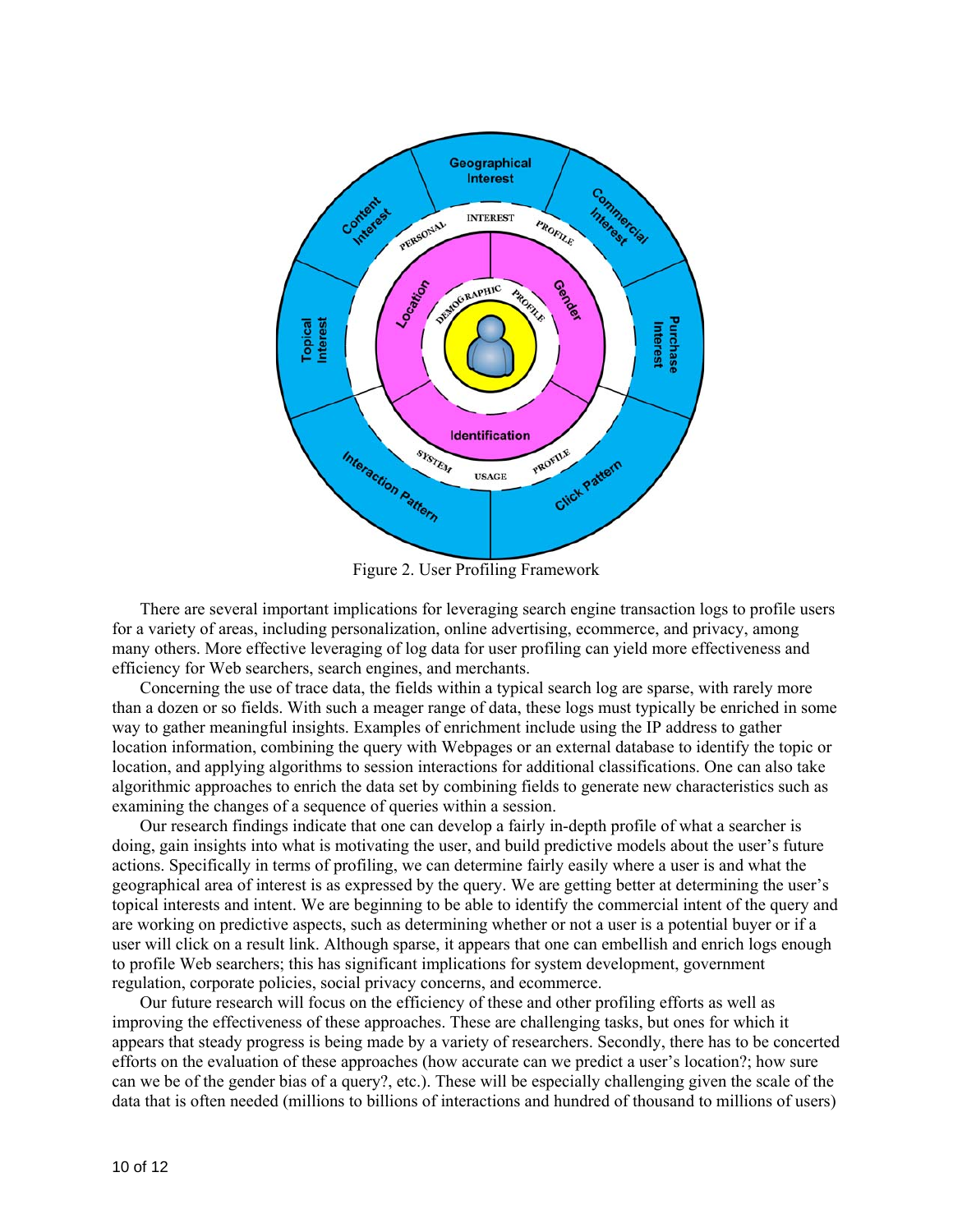Geographical Interest

Commercial Interest

Purchase Interest

Click Pattern

Interaction Pattern

Topical Interest

Content Interest

PERSONAL INTEREST PROFILE

Location

Gender

Identification

DEMOGRAPHIC PROFILE

SYSTEM USAGE PROFILE

Figure 2. User Profiling Framework

There are several important implications for leveraging search engine transaction logs to profile users for a variety of areas, including personalization, online advertising, ecommerce, and privacy, among many others. More effective leveraging of log data for user profiling can yield more effectiveness and efficiency for Web searchers, search engines, and merchants.

Concerning the use of trace data, the fields within a typical search log are sparse, with rarely more than a dozen or so fields. With such a meager range of data, these logs must typically be enriched in some way to gather meaningful insights. Examples of enrichment include using the IP address to gather location information, combining the query with Webpages or an external database to identify the topic or location, and applying algorithms to session interactions for additional classifications. One can also take algorithmic approaches to enrich the data set by combining fields to generate new characteristics such as examining the changes of a sequence of queries within a session.

Our research findings indicate that one can develop a fairly in-depth profile of what a searcher is doing, gain insights into what is motivating the user, and build predictive models about the user's future actions. Specifically in terms of profiling, we can determine fairly easily where a user is and what the geographical area of interest is as expressed by the query. We are getting better at determining the user's topical interests and intent. We are beginning to be able to identify the commercial intent of the query and are working on predictive aspects, such as determining whether or not a user is a potential buyer or if a user will click on a result link. Although sparse, it appears that one can embellish and enrich logs enough to profile Web searchers; this has significant implications for system development, government regulation, corporate policies, social privacy concerns, and ecommerce.

Our future research will focus on the efficiency of these and other profiling efforts as well as improving the effectiveness of these approaches. These are challenging tasks, but ones for which it appears that steady progress is being made by a variety of researchers. Secondly, there has to be concerted efforts on the evaluation of these approaches (how accurate can we predict a user's location?; how sure can we be of the gender bias of a query?, etc.). These will be especially challenging given the scale of the data that is often needed (millions to billions of interactions and hundred of thousand to millions of users)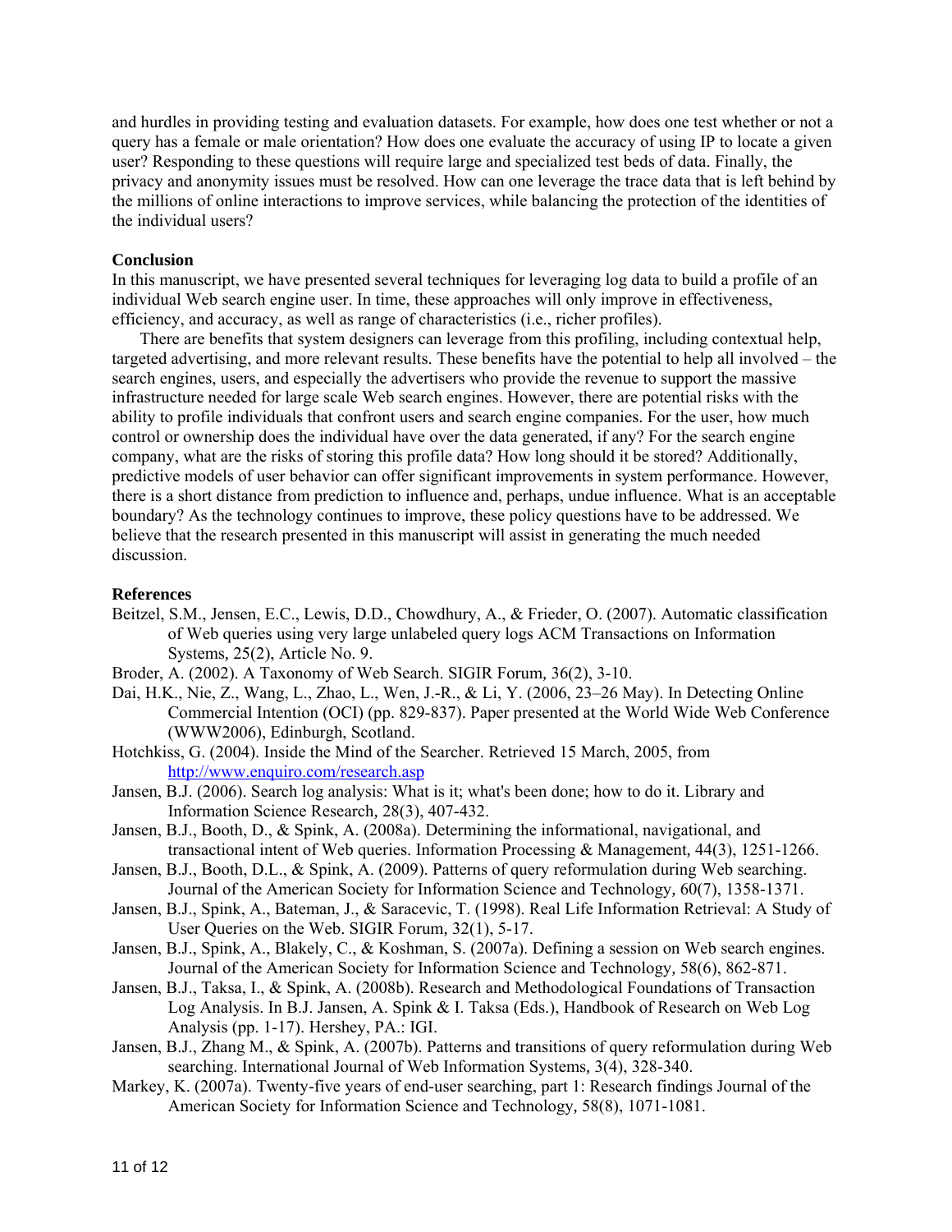and hurdles in providing testing and evaluation datasets. For example, how does one test whether or not a query has a female or male orientation? How does one evaluate the accuracy of using IP to locate a given user? Responding to these questions will require large and specialized test beds of data. Finally, the privacy and anonymity issues must be resolved. How can one leverage the trace data that is left behind by the millions of online interactions to improve services, while balancing the protection of the identities of the individual users?

## Conclusion

In this manuscript, we have presented several techniques for leveraging log data to build a profile of an individual Web search engine user. In time, these approaches will only improve in effectiveness, efficiency, and accuracy, as well as range of characteristics (i.e., richer profiles).

There are benefits that system designers can leverage from this profiling, including contextual help, targeted advertising, and more relevant results. These benefits have the potential to help all involved – the search engines, users, and especially the advertisers who provide the revenue to support the massive infrastructure needed for large scale Web search engines. However, there are potential risks with the ability to profile individuals that confront users and search engine companies. For the user, how much control or ownership does the individual have over the data generated, if any? For the search engine company, what are the risks of storing this profile data? How long should it be stored? Additionally, predictive models of user behavior can offer significant improvements in system performance. However, there is a short distance from prediction to influence and, perhaps, undue influence. What is an acceptable boundary? As the technology continues to improve, these policy questions have to be addressed. We believe that the research presented in this manuscript will assist in generating the much needed discussion.

## References

- Beitzel, S.M., Jensen, E.C., Lewis, D.D., Chowdhury, A., & Frieder, O. (2007). Automatic classification of Web queries using very large unlabeled query logs ACM Transactions on Information Systems, 25(2), Article No. 9.
- Broder, A. (2002). A Taxonomy of Web Search. SIGIR Forum, 36(2), 3-10.
- Dai, H.K., Nie, Z., Wang, L., Zhao, L., Wen, J.-R., & Li, Y. (2006, 23–26 May). In Detecting Online Commercial Intention (OCI) (pp. 829-837). Paper presented at the World Wide Web Conference (WWW2006), Edinburgh, Scotland.
- Hotchkiss, G. (2004). Inside the Mind of the Searcher. Retrieved 15 March, 2005, from http://www.enquiro.com/research.asp
- Jansen, B.J. (2006). Search log analysis: What is it; what's been done; how to do it. Library and Information Science Research, 28(3), 407-432.
- Jansen, B.J., Booth, D., & Spink, A. (2008a). Determining the informational, navigational, and transactional intent of Web queries. Information Processing & Management, 44(3), 1251-1266.
- Jansen, B.J., Booth, D.L., & Spink, A. (2009). Patterns of query reformulation during Web searching. Journal of the American Society for Information Science and Technology, 60(7), 1358-1371.
- Jansen, B.J., Spink, A., Bateman, J., & Saracevic, T. (1998). Real Life Information Retrieval: A Study of User Queries on the Web. SIGIR Forum, 32(1), 5-17.
- Jansen, B.J., Spink, A., Blakely, C., & Koshman, S. (2007a). Defining a session on Web search engines. Journal of the American Society for Information Science and Technology, 58(6), 862-871.
- Jansen, B.J., Taksa, I., & Spink, A. (2008b). Research and Methodological Foundations of Transaction Log Analysis. In B.J. Jansen, A. Spink & I. Taksa (Eds.), Handbook of Research on Web Log Analysis (pp. 1-17). Hershey, PA.: IGI.
- Jansen, B.J., Zhang M., & Spink, A. (2007b). Patterns and transitions of query reformulation during Web searching. International Journal of Web Information Systems, 3(4), 328-340.
- Markey, K. (2007a). Twenty-five years of end-user searching, part 1: Research findings Journal of the American Society for Information Science and Technology, 58(8), 1071-1081.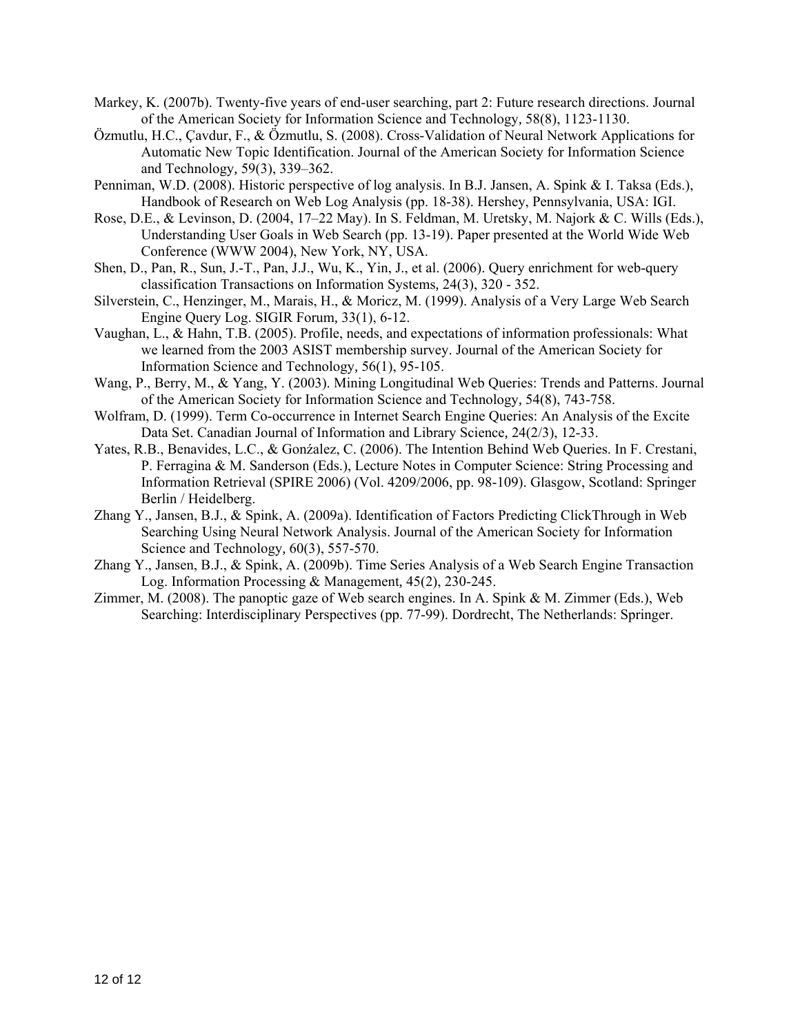Markey, K. (2007b). Twenty-five years of end-user searching, part 2: Future research directions. Journal of the American Society for Information Science and Technology, 58(8), 1123-1130.

Özmutlu, H.C., Çavdur, F., & Özmutlu, S. (2008). Cross-Validation of Neural Network Applications for Automatic New Topic Identification. Journal of the American Society for Information Science and Technology, 59(3), 339–362.

Penniman, W.D. (2008). Historic perspective of log analysis. In B.J. Jansen, A. Spink & I. Taksa (Eds.), Handbook of Research on Web Log Analysis (pp. 18-38). Hershey, Pennsylvania, USA: IGI.

Rose, D.E., & Levinson, D. (2004, 17–22 May). In S. Feldman, M. Uretsky, M. Najork & C. Wills (Eds.), Understanding User Goals in Web Search (pp. 13-19). Paper presented at the World Wide Web Conference (WWW 2004), New York, NY, USA.

Shen, D., Pan, R., Sun, J.-T., Pan, J.J., Wu, K., Yin, J., et al. (2006). Query enrichment for web-query classification Transactions on Information Systems, 24(3), 320 - 352.

Silverstein, C., Henzinger, M., Marais, H., & Moricz, M. (1999). Analysis of a Very Large Web Search Engine Query Log. SIGIR Forum, 33(1), 6-12.

Vaughan, L., & Hahn, T.B. (2005). Profile, needs, and expectations of information professionals: What we learned from the 2003 ASIST membership survey. Journal of the American Society for Information Science and Technology, 56(1), 95-105.

Wang, P., Berry, M., & Yang, Y. (2003). Mining Longitudinal Web Queries: Trends and Patterns. Journal of the American Society for Information Science and Technology, 54(8), 743-758.

Wolfram, D. (1999). Term Co-occurrence in Internet Search Engine Queries: An Analysis of the Excite Data Set. Canadian Journal of Information and Library Science, 24(2/3), 12-33.

Yates, R.B., Benavides, L.C., & Gonźalez, C. (2006). The Intention Behind Web Queries. In F. Crestani, P. Ferragina & M. Sanderson (Eds.), Lecture Notes in Computer Science: String Processing and Information Retrieval (SPIRE 2006) (Vol. 4209/2006, pp. 98-109). Glasgow, Scotland: Springer Berlin / Heidelberg.

Zhang Y., Jansen, B.J., & Spink, A. (2009a). Identification of Factors Predicting ClickThrough in Web Searching Using Neural Network Analysis. Journal of the American Society for Information Science and Technology, 60(3), 557-570.

Zhang Y., Jansen, B.J., & Spink, A. (2009b). Time Series Analysis of a Web Search Engine Transaction Log. Information Processing & Management, 45(2), 230-245.

Zimmer, M. (2008). The panoptic gaze of Web search engines. In A. Spink & M. Zimmer (Eds.), Web Searching: Interdisciplinary Perspectives (pp. 77-99). Dordrecht, The Netherlands: Springer.